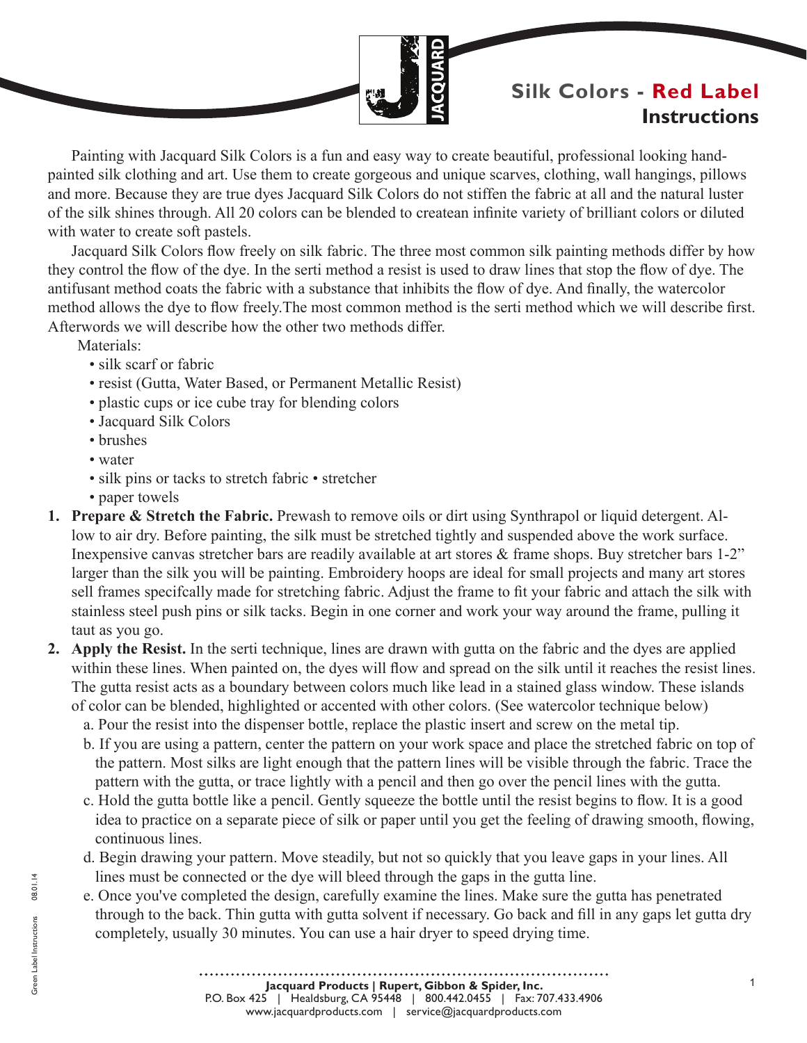# Silk Colors - Red Label Instructions

Painting with Jacquard Silk Colors is a fun and easy way to create beautiful, professional looking hand-painted silk clothing and art. Use them to create gorgeous and unique scarves, clothing, wall hangings, pillows and more. Because they are true dyes Jacquard Silk Colors do not stiffen the fabric at all and the natural luster of the silk shines through. All 20 colors can be blended to createan infinite variety of brilliant colors or diluted with water to create soft pastels.

Jacquard Silk Colors flow freely on silk fabric. The three most common silk painting methods differ by how they control the flow of the dye. In the serti method a resist is used to draw lines that stop the flow of dye. The antifusant method coats the fabric with a substance that inhibits the flow of dye. And finally, the watercolor method allows the dye to flow freely.The most common method is the serti method which we will describe first. Afterwords we will describe how the other two methods differ.

Materials:

- silk scarf or fabric
- resist (Gutta, Water Based, or Permanent Metallic Resist)
- plastic cups or ice cube tray for blending colors
- Jacquard Silk Colors
- brushes
- water
- silk pins or tacks to stretch fabric • stretcher
- paper towels

1. **Prepare & Stretch the Fabric.** Prewash to remove oils or dirt using Synthrapol or liquid detergent. Allow to air dry. Before painting, the silk must be stretched tightly and suspended above the work surface. Inexpensive canvas stretcher bars are readily available at art stores & frame shops. Buy stretcher bars 1-2" larger than the silk you will be painting. Embroidery hoops are ideal for small projects and many art stores sell frames specifcally made for stretching fabric. Adjust the frame to fit your fabric and attach the silk with stainless steel push pins or silk tacks. Begin in one corner and work your way around the frame, pulling it taut as you go.
2. **Apply the Resist.** In the serti technique, lines are drawn with gutta on the fabric and the dyes are applied within these lines. When painted on, the dyes will flow and spread on the silk until it reaches the resist lines. The gutta resist acts as a boundary between colors much like lead in a stained glass window. These islands of color can be blended, highlighted or accented with other colors. (See watercolor technique below)
   a. Pour the resist into the dispenser bottle, replace the plastic insert and screw on the metal tip.
   b. If you are using a pattern, center the pattern on your work space and place the stretched fabric on top of the pattern. Most silks are light enough that the pattern lines will be visible through the fabric. Trace the pattern with the gutta, or trace lightly with a pencil and then go over the pencil lines with the gutta.
   c. Hold the gutta bottle like a pencil. Gently squeeze the bottle until the resist begins to flow. It is a good idea to practice on a separate piece of silk or paper until you get the feeling of drawing smooth, flowing, continuous lines.
   d. Begin drawing your pattern. Move steadily, but not so quickly that you leave gaps in your lines. All lines must be connected or the dye will bleed through the gaps in the gutta line.
   e. Once you've completed the design, carefully examine the lines. Make sure the gutta has penetrated through to the back. Thin gutta with gutta solvent if necessary. Go back and fill in any gaps let gutta dry completely, usually 30 minutes. You can use a hair dryer to speed drying time.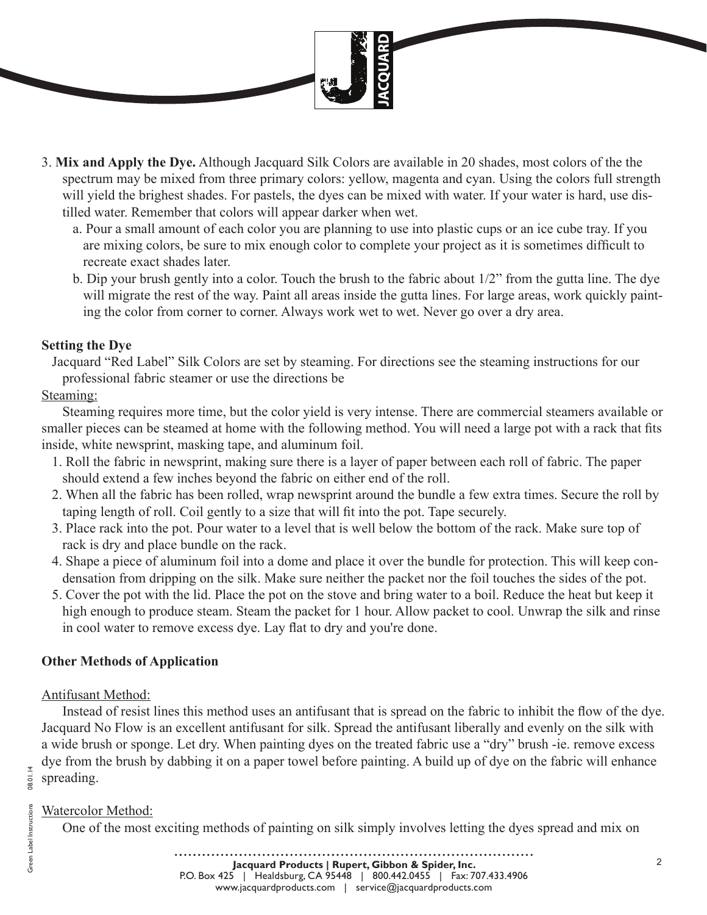3. **Mix and Apply the Dye.** Although Jacquard Silk Colors are available in 20 shades, most colors of the the spectrum may be mixed from three primary colors: yellow, magenta and cyan. Using the colors full strength will yield the brighest shades. For pastels, the dyes can be mixed with water. If your water is hard, use distilled water. Remember that colors will appear darker when wet.
   a. Pour a small amount of each color you are planning to use into plastic cups or an ice cube tray. If you are mixing colors, be sure to mix enough color to complete your project as it is sometimes difficult to recreate exact shades later.
   b. Dip your brush gently into a color. Touch the brush to the fabric about 1/2" from the gutta line. The dye will migrate the rest of the way. Paint all areas inside the gutta lines. For large areas, work quickly painting the color from corner to corner. Always work wet to wet. Never go over a dry area.

**Setting the Dye**

Jacquard "Red Label" Silk Colors are set by steaming. For directions see the steaming instructions for our professional fabric steamer or use the directions be

Steaming:

Steaming requires more time, but the color yield is very intense. There are commercial steamers available or smaller pieces can be steamed at home with the following method. You will need a large pot with a rack that fits inside, white newsprint, masking tape, and aluminum foil.

1. Roll the fabric in newsprint, making sure there is a layer of paper between each roll of fabric. The paper should extend a few inches beyond the fabric on either end of the roll.
2. When all the fabric has been rolled, wrap newsprint around the bundle a few extra times. Secure the roll by taping length of roll. Coil gently to a size that will fit into the pot. Tape securely.
3. Place rack into the pot. Pour water to a level that is well below the bottom of the rack. Make sure top of rack is dry and place bundle on the rack.
4. Shape a piece of aluminum foil into a dome and place it over the bundle for protection. This will keep condensation from dripping on the silk. Make sure neither the packet nor the foil touches the sides of the pot.
5. Cover the pot with the lid. Place the pot on the stove and bring water to a boil. Reduce the heat but keep it high enough to produce steam. Steam the packet for 1 hour. Allow packet to cool. Unwrap the silk and rinse in cool water to remove excess dye. Lay flat to dry and you're done.

**Other Methods of Application**

Antifusant Method:

Instead of resist lines this method uses an antifusant that is spread on the fabric to inhibit the flow of the dye. Jacquard No Flow is an excellent antifusant for silk. Spread the antifusant liberally and evenly on the silk with a wide brush or sponge. Let dry. When painting dyes on the treated fabric use a "dry" brush -ie. remove excess dye from the brush by dabbing it on a paper towel before painting. A build up of dye on the fabric will enhance spreading.

Watercolor Method:

One of the most exciting methods of painting on silk simply involves letting the dyes spread and mix on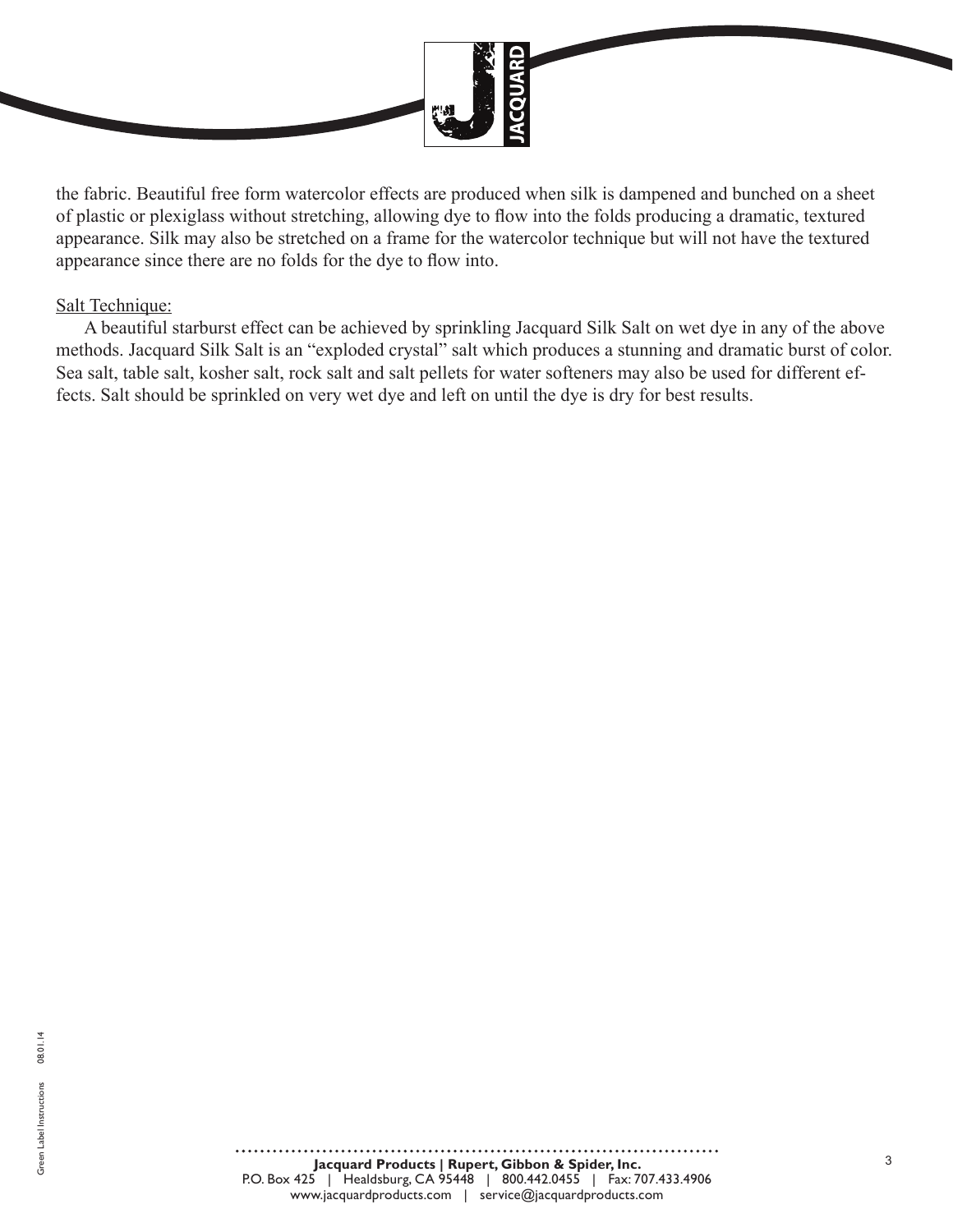the fabric. Beautiful free form watercolor effects are produced when silk is dampened and bunched on a sheet of plastic or plexiglass without stretching, allowing dye to flow into the folds producing a dramatic, textured appearance. Silk may also be stretched on a frame for the watercolor technique but will not have the textured appearance since there are no folds for the dye to flow into.

Salt Technique:

A beautiful starburst effect can be achieved by sprinkling Jacquard Silk Salt on wet dye in any of the above methods. Jacquard Silk Salt is an "exploded crystal" salt which produces a stunning and dramatic burst of color. Sea salt, table salt, kosher salt, rock salt and salt pellets for water softeners may also be used for different effects. Salt should be sprinkled on very wet dye and left on until the dye is dry for best results.